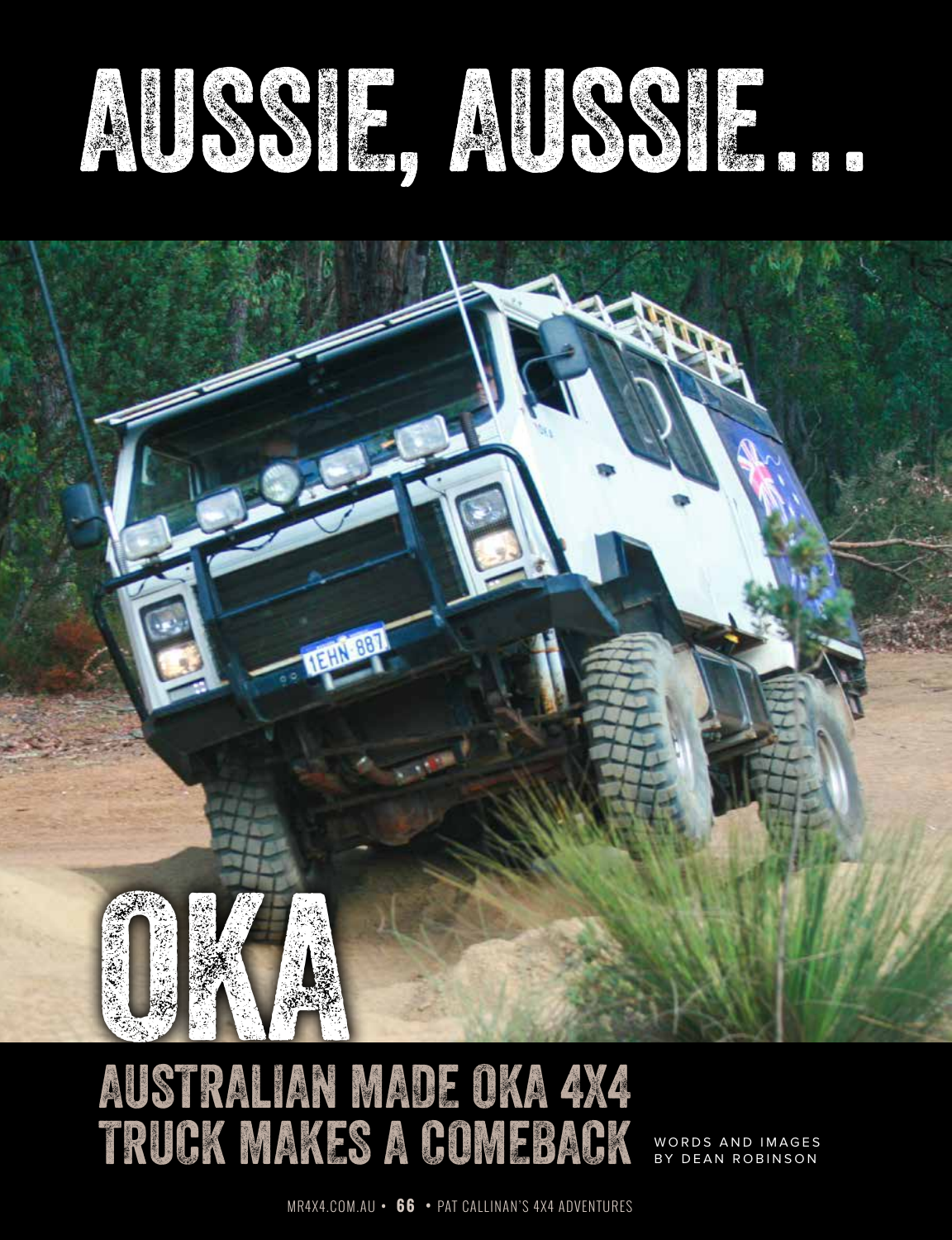# AUSSIE, AUSSIE...

# OKA

## AUSTRALIAN MADE OKA 4X4 TRUCK MAKES A COMEBACK

WORDS AND IMAGES BY DEAN ROBINSON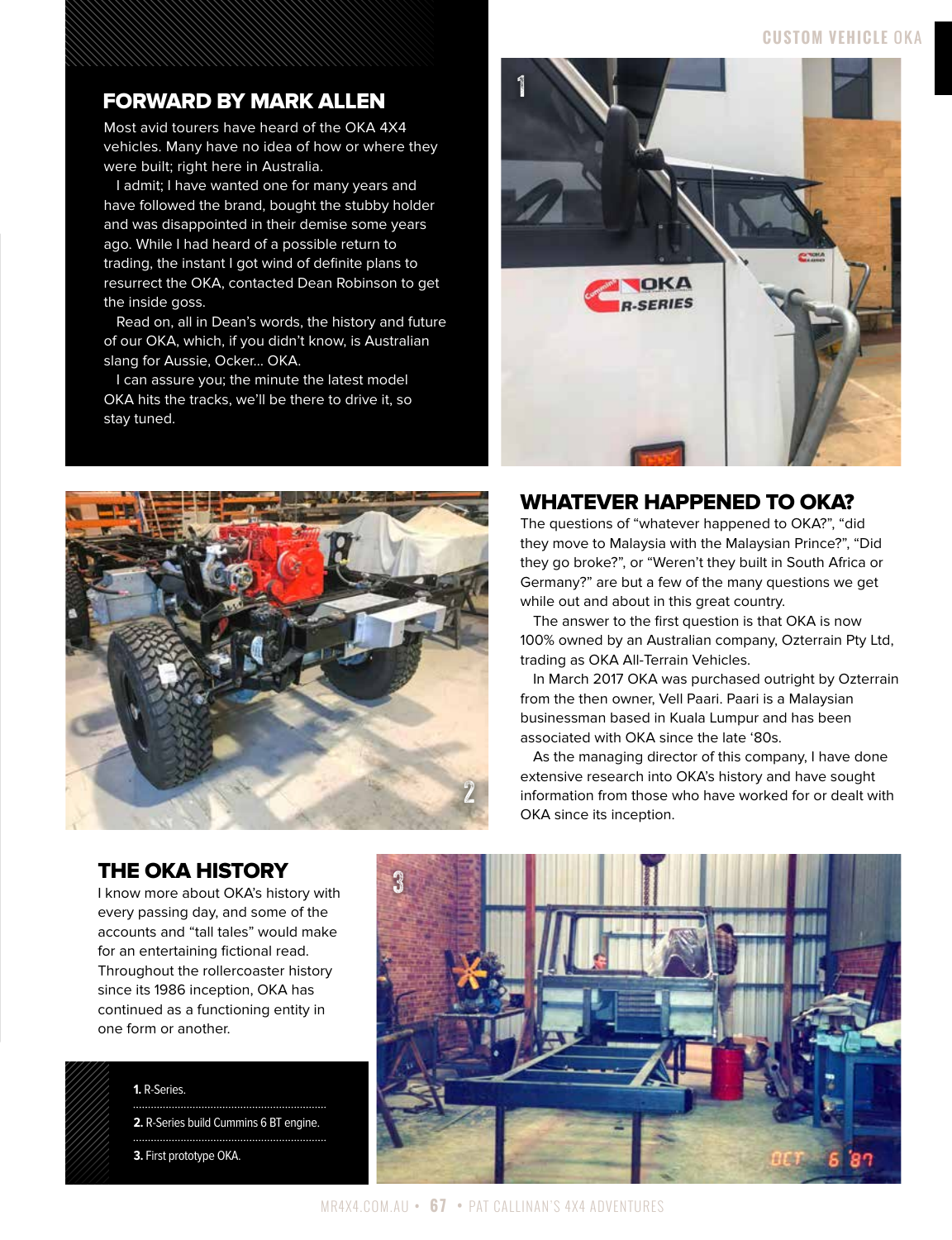## FORWARD BY MARK ALLEN

Most avid tourers have heard of the OKA 4X4 vehicles. Many have no idea of how or where they were built; right here in Australia.

I admit; I have wanted one for many years and have followed the brand, bought the stubby holder and was disappointed in their demise some years ago. While I had heard of a possible return to trading, the instant I got wind of definite plans to resurrect the OKA, contacted Dean Robinson to get the inside goss.

Read on, all in Dean's words, the history and future of our OKA, which, if you didn't know, is Australian slang for Aussie, Ocker... OKA.

I can assure you; the minute the latest model OKA hits the tracks, we'll be there to drive it, so stay tuned.

## WHATEVER HAPPENED TO OKA?

The questions of "whatever happened to OKA?", "did they move to Malaysia with the Malaysian Prince?", "Did they go broke?", or "Weren't they built in South Africa or Germany?" are but a few of the many questions we get while out and about in this great country.

The answer to the first question is that OKA is now 100% owned by an Australian company, Ozterrain Pty Ltd, trading as OKA All-Terrain Vehicles.

In March 2017 OKA was purchased outright by Ozterrain from the then owner, Vell Paari. Paari is a Malaysian businessman based in Kuala Lumpur and has been associated with OKA since the late '80s.

As the managing director of this company, I have done extensive research into OKA's history and have sought information from those who have worked for or dealt with OKA since its inception.

## THE OKA HISTORY

I know more about OKA's history with every passing day, and some of the accounts and "tall tales" would make for an entertaining fictional read. Throughout the rollercoaster history since its 1986 inception, OKA has continued as a functioning entity in one form or another.

**1.** R-Series.

**2.** R-Series build Cummins 6 BT engine.

**3.** First prototype OKA.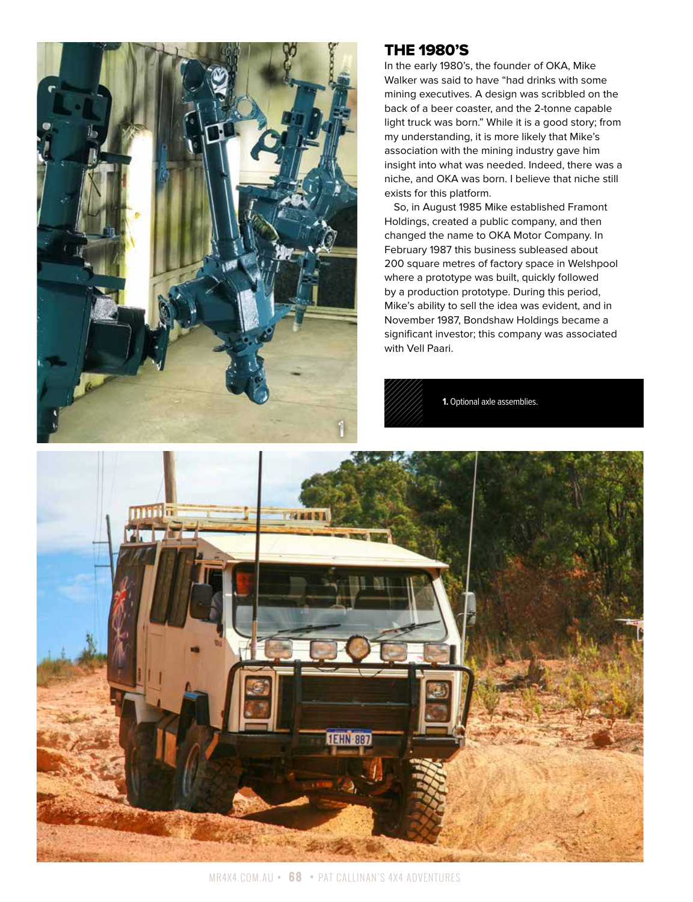## THE 1980'S

In the early 1980's, the founder of OKA, Mike Walker was said to have "had drinks with some mining executives. A design was scribbled on the back of a beer coaster, and the 2-tonne capable light truck was born." While it is a good story; from my understanding, it is more likely that Mike's association with the mining industry gave him insight into what was needed. Indeed, there was a niche, and OKA was born. I believe that niche still exists for this platform.

So, in August 1985 Mike established Framont Holdings, created a public company, and then changed the name to OKA Motor Company. In February 1987 this business subleased about 200 square metres of factory space in Welshpool where a prototype was built, quickly followed by a production prototype. During this period, Mike's ability to sell the idea was evident, and in November 1987, Bondshaw Holdings became a significant investor; this company was associated with Vell Paari.

**1.** Optional axle assemblies.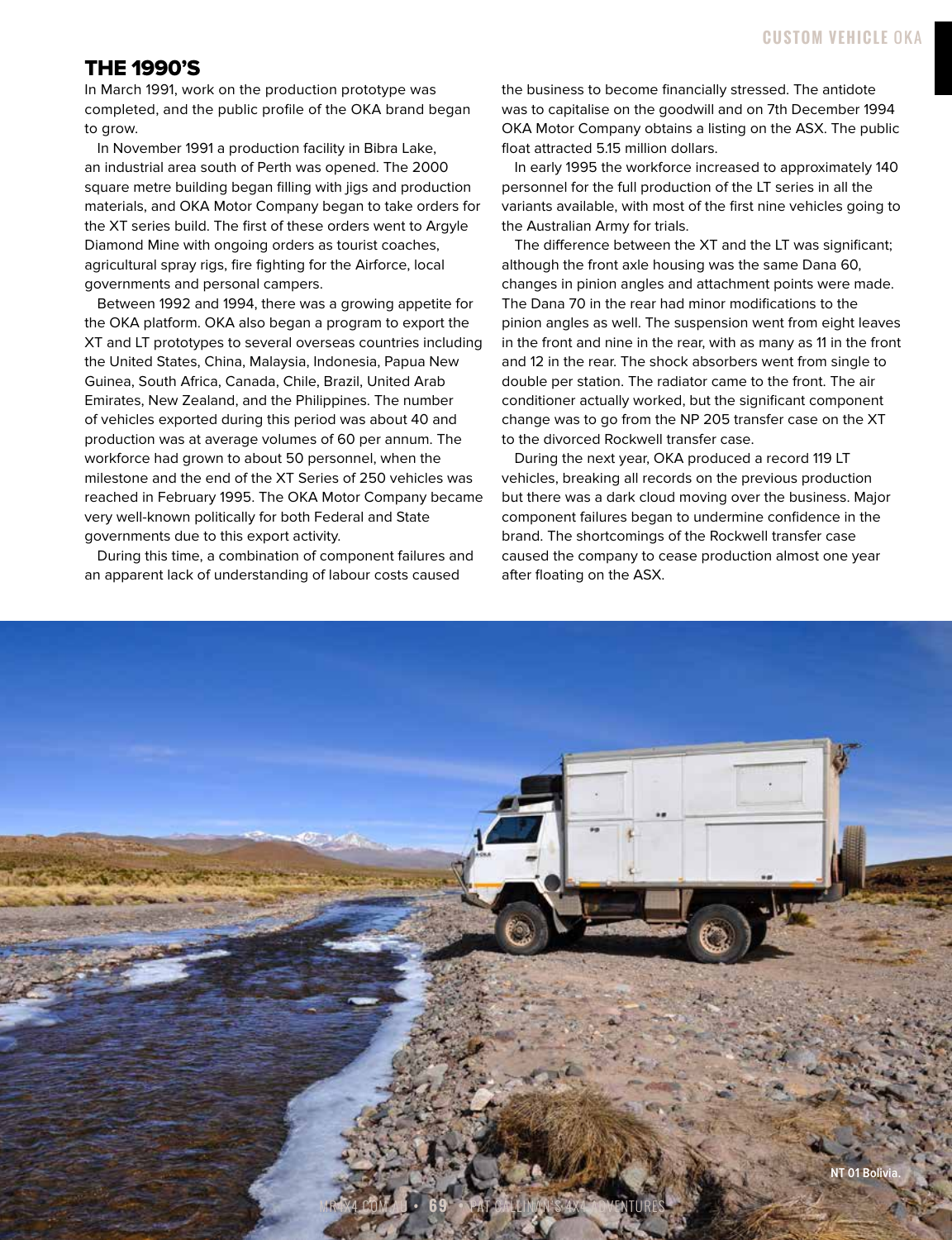## THE 1990'S

In March 1991, work on the production prototype was completed, and the public profile of the OKA brand began to grow.

In November 1991 a production facility in Bibra Lake, an industrial area south of Perth was opened. The 2000 square metre building began filling with jigs and production materials, and OKA Motor Company began to take orders for the XT series build. The first of these orders went to Argyle Diamond Mine with ongoing orders as tourist coaches, agricultural spray rigs, fire fighting for the Airforce, local governments and personal campers.

Between 1992 and 1994, there was a growing appetite for the OKA platform. OKA also began a program to export the XT and LT prototypes to several overseas countries including the United States, China, Malaysia, Indonesia, Papua New Guinea, South Africa, Canada, Chile, Brazil, United Arab Emirates, New Zealand, and the Philippines. The number of vehicles exported during this period was about 40 and production was at average volumes of 60 per annum. The workforce had grown to about 50 personnel, when the milestone and the end of the XT Series of 250 vehicles was reached in February 1995. The OKA Motor Company became very well-known politically for both Federal and State governments due to this export activity.

During this time, a combination of component failures and an apparent lack of understanding of labour costs caused the business to become financially stressed. The antidote was to capitalise on the goodwill and on 7th December 1994 OKA Motor Company obtains a listing on the ASX. The public float attracted 5.15 million dollars.

In early 1995 the workforce increased to approximately 140 personnel for the full production of the LT series in all the variants available, with most of the first nine vehicles going to the Australian Army for trials.

The difference between the XT and the LT was significant; although the front axle housing was the same Dana 60, changes in pinion angles and attachment points were made. The Dana 70 in the rear had minor modifications to the pinion angles as well. The suspension went from eight leaves in the front and nine in the rear, with as many as 11 in the front and 12 in the rear. The shock absorbers went from single to double per station. The radiator came to the front. The air conditioner actually worked, but the significant component change was to go from the NP 205 transfer case on the XT to the divorced Rockwell transfer case.

During the next year, OKA produced a record 119 LT vehicles, breaking all records on the previous production but there was a dark cloud moving over the business. Major component failures began to undermine confidence in the brand. The shortcomings of the Rockwell transfer case caused the company to cease production almost one year after floating on the ASX.

NT 01 Bolivia.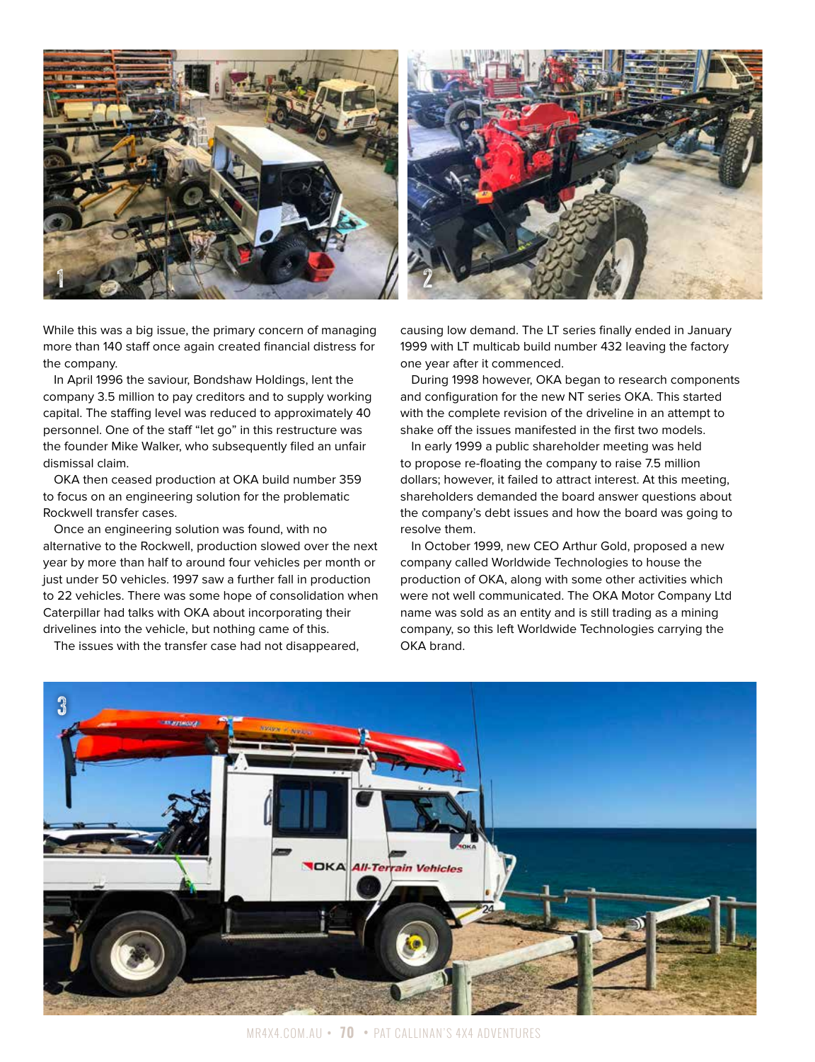While this was a big issue, the primary concern of managing more than 140 staff once again created financial distress for the company.

In April 1996 the saviour, Bondshaw Holdings, lent the company 3.5 million to pay creditors and to supply working capital. The staffing level was reduced to approximately 40 personnel. One of the staff "let go" in this restructure was the founder Mike Walker, who subsequently filed an unfair dismissal claim.

OKA then ceased production at OKA build number 359 to focus on an engineering solution for the problematic Rockwell transfer cases.

Once an engineering solution was found, with no alternative to the Rockwell, production slowed over the next year by more than half to around four vehicles per month or just under 50 vehicles. 1997 saw a further fall in production to 22 vehicles. There was some hope of consolidation when Caterpillar had talks with OKA about incorporating their drivelines into the vehicle, but nothing came of this.

The issues with the transfer case had not disappeared, causing low demand. The LT series finally ended in January 1999 with LT multicab build number 432 leaving the factory one year after it commenced.

During 1998 however, OKA began to research components and configuration for the new NT series OKA. This started with the complete revision of the driveline in an attempt to shake off the issues manifested in the first two models.

In early 1999 a public shareholder meeting was held to propose re-floating the company to raise 7.5 million dollars; however, it failed to attract interest. At this meeting, shareholders demanded the board answer questions about the company's debt issues and how the board was going to resolve them.

In October 1999, new CEO Arthur Gold, proposed a new company called Worldwide Technologies to house the production of OKA, along with some other activities which were not well communicated. The OKA Motor Company Ltd name was sold as an entity and is still trading as a mining company, so this left Worldwide Technologies carrying the OKA brand.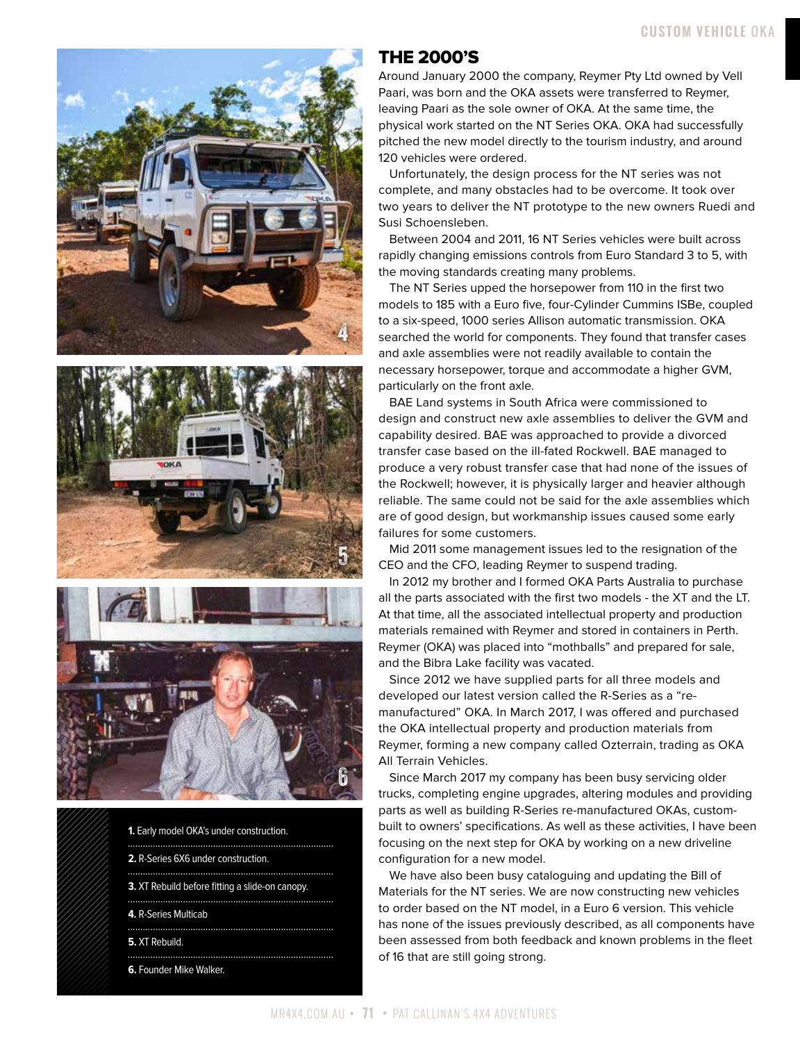## THE 2000'S

Around January 2000 the company, Reymer Pty Ltd owned by Vell Paari, was born and the OKA assets were transferred to Reymer, leaving Paari as the sole owner of OKA. At the same time, the physical work started on the NT Series OKA. OKA had successfully pitched the new model directly to the tourism industry, and around 120 vehicles were ordered.

Unfortunately, the design process for the NT series was not complete, and many obstacles had to be overcome. It took over two years to deliver the NT prototype to the new owners Ruedi and Susi Schoensleben.

Between 2004 and 2011, 16 NT Series vehicles were built across rapidly changing emissions controls from Euro Standard 3 to 5, with the moving standards creating many problems.

The NT Series upped the horsepower from 110 in the first two models to 185 with a Euro five, four-Cylinder Cummins ISBe, coupled to a six-speed, 1000 series Allison automatic transmission. OKA searched the world for components. They found that transfer cases and axle assemblies were not readily available to contain the necessary horsepower, torque and accommodate a higher GVM, particularly on the front axle.

BAE Land systems in South Africa were commissioned to design and construct new axle assemblies to deliver the GVM and capability desired. BAE was approached to provide a divorced transfer case based on the ill-fated Rockwell. BAE managed to produce a very robust transfer case that had none of the issues of the Rockwell; however, it is physically larger and heavier although reliable. The same could not be said for the axle assemblies which are of good design, but workmanship issues caused some early failures for some customers.

Mid 2011 some management issues led to the resignation of the CEO and the CFO, leading Reymer to suspend trading.

In 2012 my brother and I formed OKA Parts Australia to purchase all the parts associated with the first two models - the XT and the LT. At that time, all the associated intellectual property and production materials remained with Reymer and stored in containers in Perth. Reymer (OKA) was placed into "mothballs" and prepared for sale, and the Bibra Lake facility was vacated.

Since 2012 we have supplied parts for all three models and developed our latest version called the R-Series as a "re-manufactured" OKA. In March 2017, I was offered and purchased the OKA intellectual property and production materials from Reymer, forming a new company called Ozterrain, trading as OKA All Terrain Vehicles.

Since March 2017 my company has been busy servicing older trucks, completing engine upgrades, altering modules and providing parts as well as building R-Series re-manufactured OKAs, custom-built to owners' specifications. As well as these activities, I have been focusing on the next step for OKA by working on a new driveline configuration for a new model.

We have also been busy cataloguing and updating the Bill of Materials for the NT series. We are now constructing new vehicles to order based on the NT model, in a Euro 6 version. This vehicle has none of the issues previously described, as all components have been assessed from both feedback and known problems in the fleet of 16 that are still going strong.

**1.** Early model OKA's under construction.

**2.** R-Series 6X6 under construction.

**3.** XT Rebuild before fitting a slide-on canopy.

**4.** R-Series Multicab

**5.** XT Rebuild.

**6.** Founder Mike Walker.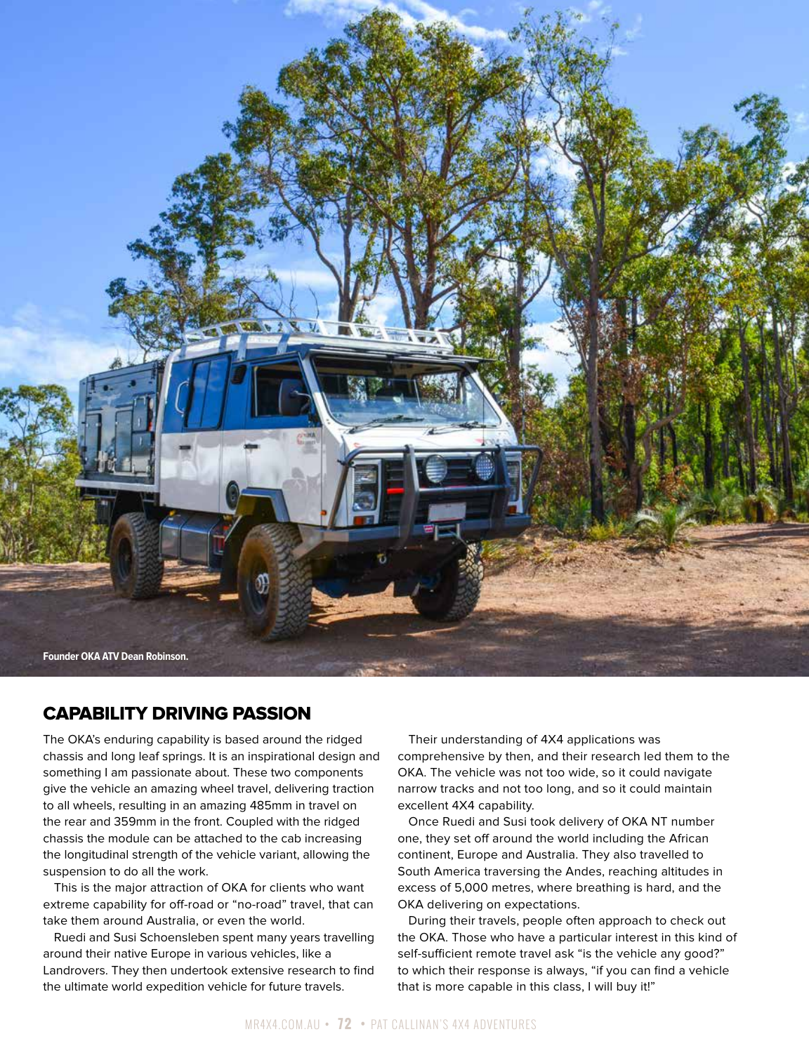Founder OKA ATV Dean Robinson.

## CAPABILITY DRIVING PASSION

The OKA's enduring capability is based around the ridged chassis and long leaf springs. It is an inspirational design and something I am passionate about. These two components give the vehicle an amazing wheel travel, delivering traction to all wheels, resulting in an amazing 485mm in travel on the rear and 359mm in the front. Coupled with the ridged chassis the module can be attached to the cab increasing the longitudinal strength of the vehicle variant, allowing the suspension to do all the work.

This is the major attraction of OKA for clients who want extreme capability for off-road or "no-road" travel, that can take them around Australia, or even the world.

Ruedi and Susi Schoensleben spent many years travelling around their native Europe in various vehicles, like a Landrovers. They then undertook extensive research to find the ultimate world expedition vehicle for future travels.

Their understanding of 4X4 applications was comprehensive by then, and their research led them to the OKA. The vehicle was not too wide, so it could navigate narrow tracks and not too long, and so it could maintain excellent 4X4 capability.

Once Ruedi and Susi took delivery of OKA NT number one, they set off around the world including the African continent, Europe and Australia. They also travelled to South America traversing the Andes, reaching altitudes in excess of 5,000 metres, where breathing is hard, and the OKA delivering on expectations.

During their travels, people often approach to check out the OKA. Those who have a particular interest in this kind of self-sufficient remote travel ask "is the vehicle any good?" to which their response is always, "if you can find a vehicle that is more capable in this class, I will buy it!"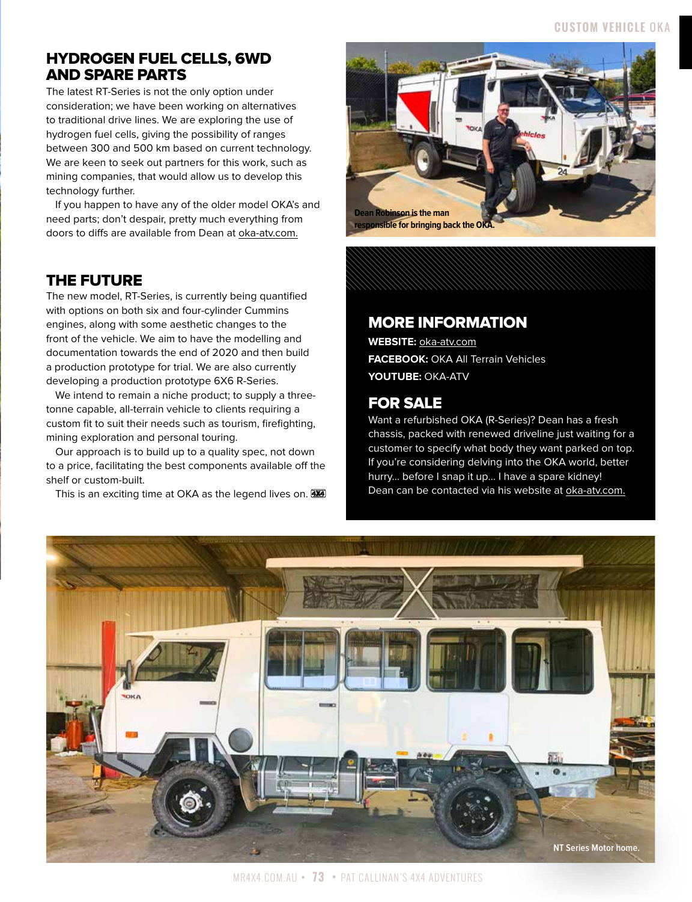## HYDROGEN FUEL CELLS, 6WD AND SPARE PARTS

The latest RT-Series is not the only option under consideration; we have been working on alternatives to traditional drive lines. We are exploring the use of hydrogen fuel cells, giving the possibility of ranges between 300 and 500 km based on current technology. We are keen to seek out partners for this work, such as mining companies, that would allow us to develop this technology further.

If you happen to have any of the older model OKA's and need parts; don't despair, pretty much everything from doors to diffs are available from Dean at oka-atv.com.

## THE FUTURE

The new model, RT-Series, is currently being quantified with options on both six and four-cylinder Cummins engines, along with some aesthetic changes to the front of the vehicle. We aim to have the modelling and documentation towards the end of 2020 and then build a production prototype for trial. We are also currently developing a production prototype 6X6 R-Series.

We intend to remain a niche product; to supply a three-tonne capable, all-terrain vehicle to clients requiring a custom fit to suit their needs such as tourism, firefighting, mining exploration and personal touring.

Our approach is to build up to a quality spec, not down to a price, facilitating the best components available off the shelf or custom-built.

This is an exciting time at OKA as the legend lives on.

Dean Robinson is the man responsible for bringing back the OKA.

## MORE INFORMATION

**WEBSITE:** oka-atv.com

**FACEBOOK:** OKA All Terrain Vehicles

**YOUTUBE:** OKA-ATV

## FOR SALE

Want a refurbished OKA (R-Series)? Dean has a fresh chassis, packed with renewed driveline just waiting for a customer to specify what body they want parked on top. If you're considering delving into the OKA world, better hurry... before I snap it up... I have a spare kidney! Dean can be contacted via his website at oka-atv.com.

NT Series Motor home.